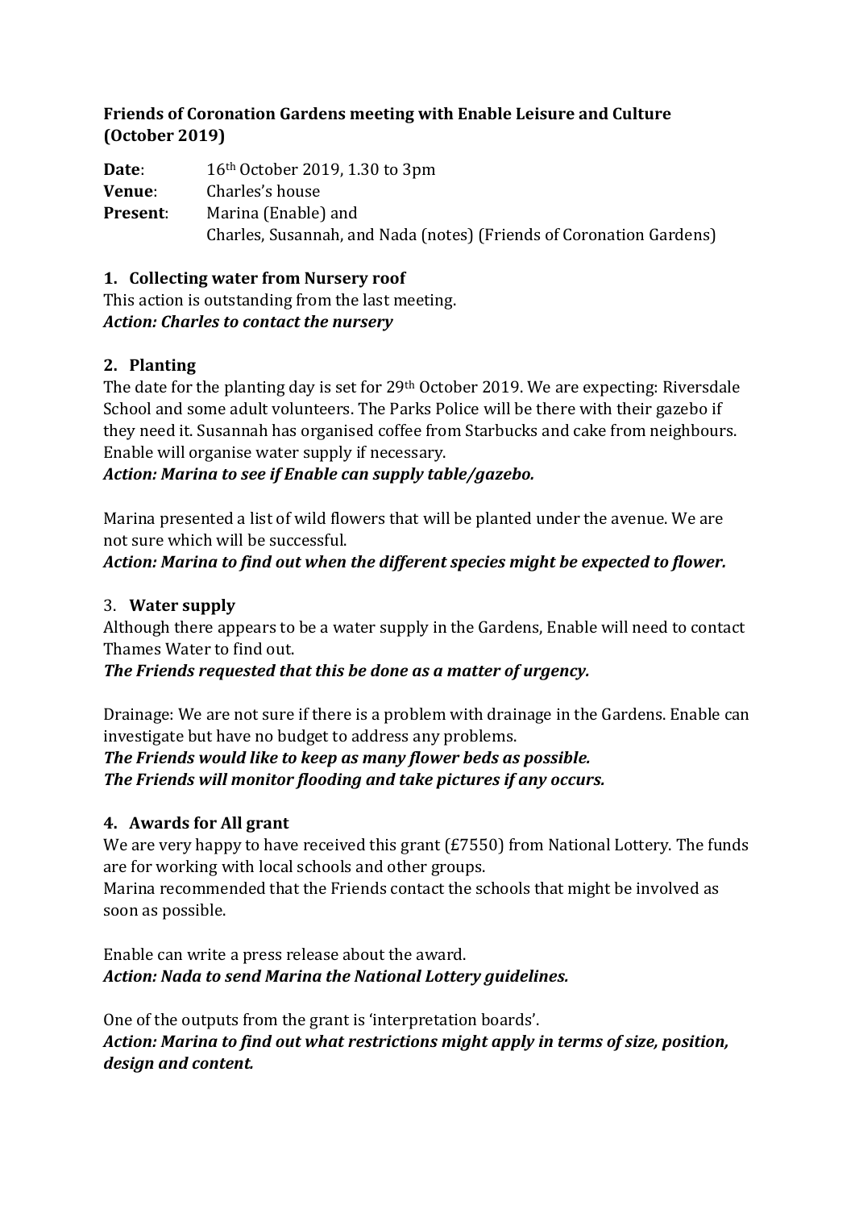**Friends of Coronation Gardens meeting with Enable Leisure and Culture (October 2019)**

**Date**: 16th October 2019, 1.30 to 3pm
**Venue**: Charles's house
**Present**: Marina (Enable) and
Charles, Susannah, and Nada (notes) (Friends of Coronation Gardens)

**1. Collecting water from Nursery roof**

This action is outstanding from the last meeting.
***Action: Charles to contact the nursery***

**2. Planting**

The date for the planting day is set for 29th October 2019. We are expecting: Riversdale School and some adult volunteers. The Parks Police will be there with their gazebo if they need it. Susannah has organised coffee from Starbucks and cake from neighbours. Enable will organise water supply if necessary.
***Action: Marina to see if Enable can supply table/gazebo.***

Marina presented a list of wild flowers that will be planted under the avenue. We are not sure which will be successful.
***Action: Marina to find out when the different species might be expected to flower.***

3. **Water supply**

Although there appears to be a water supply in the Gardens, Enable will need to contact Thames Water to find out.
***The Friends requested that this be done as a matter of urgency.***

Drainage: We are not sure if there is a problem with drainage in the Gardens. Enable can investigate but have no budget to address any problems.
***The Friends would like to keep as many flower beds as possible.***
***The Friends will monitor flooding and take pictures if any occurs.***

**4. Awards for All grant**

We are very happy to have received this grant (£7550) from National Lottery. The funds are for working with local schools and other groups.
Marina recommended that the Friends contact the schools that might be involved as soon as possible.

Enable can write a press release about the award.
***Action: Nada to send Marina the National Lottery guidelines.***

One of the outputs from the grant is 'interpretation boards'.
***Action: Marina to find out what restrictions might apply in terms of size, position, design and content.***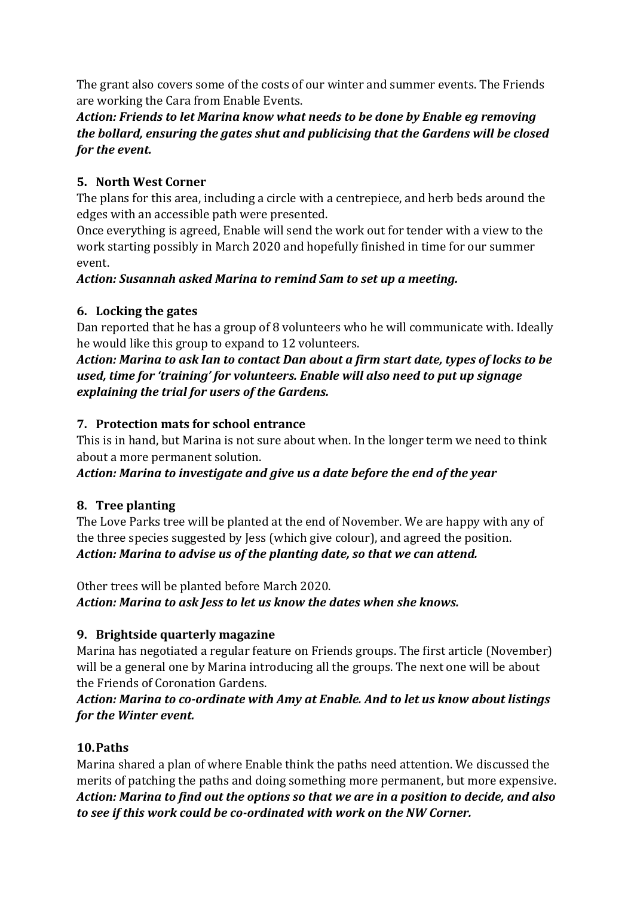The grant also covers some of the costs of our winter and summer events. The Friends are working the Cara from Enable Events.

***Action: Friends to let Marina know what needs to be done by Enable eg removing the bollard, ensuring the gates shut and publicising that the Gardens will be closed for the event.***

**5. North West Corner**

The plans for this area, including a circle with a centrepiece, and herb beds around the edges with an accessible path were presented.

Once everything is agreed, Enable will send the work out for tender with a view to the work starting possibly in March 2020 and hopefully finished in time for our summer event.

***Action: Susannah asked Marina to remind Sam to set up a meeting.***

**6. Locking the gates**

Dan reported that he has a group of 8 volunteers who he will communicate with. Ideally he would like this group to expand to 12 volunteers.

***Action: Marina to ask Ian to contact Dan about a firm start date, types of locks to be used, time for 'training' for volunteers. Enable will also need to put up signage explaining the trial for users of the Gardens.***

**7. Protection mats for school entrance**

This is in hand, but Marina is not sure about when. In the longer term we need to think about a more permanent solution.

***Action: Marina to investigate and give us a date before the end of the year***

**8. Tree planting**

The Love Parks tree will be planted at the end of November. We are happy with any of the three species suggested by Jess (which give colour), and agreed the position.

***Action: Marina to advise us of the planting date, so that we can attend.***

Other trees will be planted before March 2020.

***Action: Marina to ask Jess to let us know the dates when she knows.***

**9. Brightside quarterly magazine**

Marina has negotiated a regular feature on Friends groups. The first article (November) will be a general one by Marina introducing all the groups. The next one will be about the Friends of Coronation Gardens.

***Action: Marina to co-ordinate with Amy at Enable. And to let us know about listings for the Winter event.***

**10. Paths**

Marina shared a plan of where Enable think the paths need attention. We discussed the merits of patching the paths and doing something more permanent, but more expensive.

***Action: Marina to find out the options so that we are in a position to decide, and also to see if this work could be co-ordinated with work on the NW Corner.***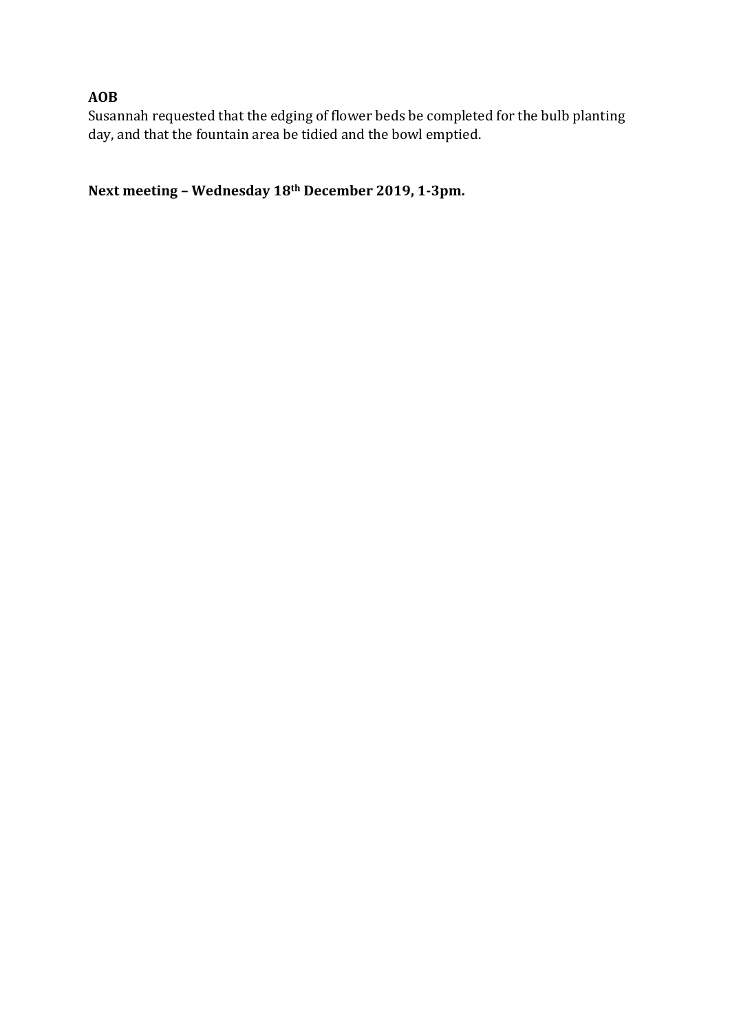**AOB**

Susannah requested that the edging of flower beds be completed for the bulb planting day, and that the fountain area be tidied and the bowl emptied.

**Next meeting – Wednesday 18th December 2019, 1-3pm.**